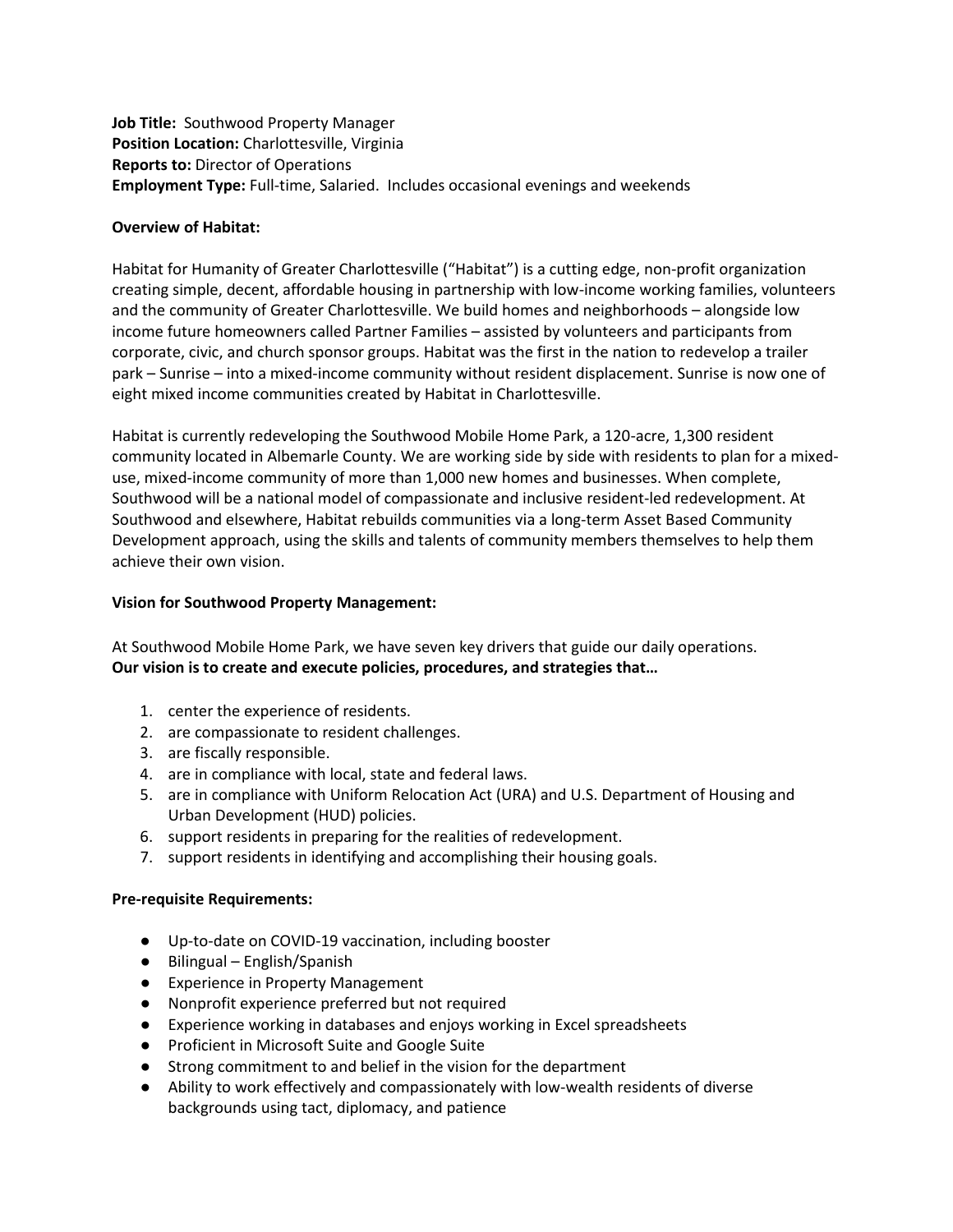**Job Title:** Southwood Property Manager
**Position Location:** Charlottesville, Virginia
**Reports to:** Director of Operations
**Employment Type:** Full-time, Salaried. Includes occasional evenings and weekends

**Overview of Habitat:**

Habitat for Humanity of Greater Charlottesville ("Habitat") is a cutting edge, non-profit organization creating simple, decent, affordable housing in partnership with low-income working families, volunteers and the community of Greater Charlottesville. We build homes and neighborhoods – alongside low income future homeowners called Partner Families – assisted by volunteers and participants from corporate, civic, and church sponsor groups. Habitat was the first in the nation to redevelop a trailer park – Sunrise – into a mixed-income community without resident displacement. Sunrise is now one of eight mixed income communities created by Habitat in Charlottesville.

Habitat is currently redeveloping the Southwood Mobile Home Park, a 120-acre, 1,300 resident community located in Albemarle County. We are working side by side with residents to plan for a mixed-use, mixed-income community of more than 1,000 new homes and businesses. When complete, Southwood will be a national model of compassionate and inclusive resident-led redevelopment. At Southwood and elsewhere, Habitat rebuilds communities via a long-term Asset Based Community Development approach, using the skills and talents of community members themselves to help them achieve their own vision.

**Vision for Southwood Property Management:**

At Southwood Mobile Home Park, we have seven key drivers that guide our daily operations.
**Our vision is to create and execute policies, procedures, and strategies that…**

1. center the experience of residents.
2. are compassionate to resident challenges.
3. are fiscally responsible.
4. are in compliance with local, state and federal laws.
5. are in compliance with Uniform Relocation Act (URA) and U.S. Department of Housing and Urban Development (HUD) policies.
6. support residents in preparing for the realities of redevelopment.
7. support residents in identifying and accomplishing their housing goals.

**Pre-requisite Requirements:**

- Up-to-date on COVID-19 vaccination, including booster
- Bilingual – English/Spanish
- Experience in Property Management
- Nonprofit experience preferred but not required
- Experience working in databases and enjoys working in Excel spreadsheets
- Proficient in Microsoft Suite and Google Suite
- Strong commitment to and belief in the vision for the department
- Ability to work effectively and compassionately with low-wealth residents of diverse backgrounds using tact, diplomacy, and patience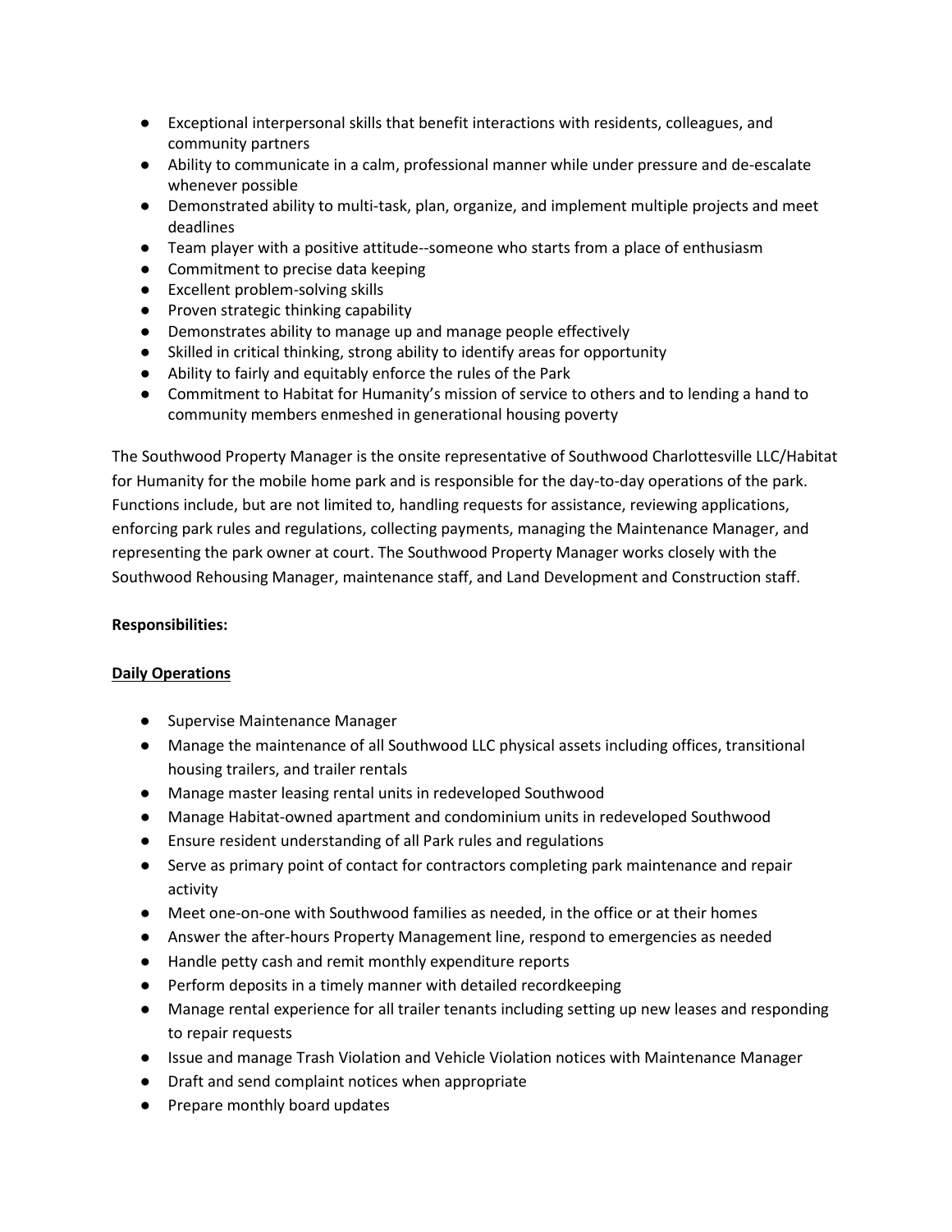- Exceptional interpersonal skills that benefit interactions with residents, colleagues, and community partners
- Ability to communicate in a calm, professional manner while under pressure and de-escalate whenever possible
- Demonstrated ability to multi-task, plan, organize, and implement multiple projects and meet deadlines
- Team player with a positive attitude--someone who starts from a place of enthusiasm
- Commitment to precise data keeping
- Excellent problem-solving skills
- Proven strategic thinking capability
- Demonstrates ability to manage up and manage people effectively
- Skilled in critical thinking, strong ability to identify areas for opportunity
- Ability to fairly and equitably enforce the rules of the Park
- Commitment to Habitat for Humanity's mission of service to others and to lending a hand to community members enmeshed in generational housing poverty

The Southwood Property Manager is the onsite representative of Southwood Charlottesville LLC/Habitat for Humanity for the mobile home park and is responsible for the day-to-day operations of the park. Functions include, but are not limited to, handling requests for assistance, reviewing applications, enforcing park rules and regulations, collecting payments, managing the Maintenance Manager, and representing the park owner at court. The Southwood Property Manager works closely with the Southwood Rehousing Manager, maintenance staff, and Land Development and Construction staff.

**Responsibilities:**

**<u>Daily Operations</u>**

- Supervise Maintenance Manager
- Manage the maintenance of all Southwood LLC physical assets including offices, transitional housing trailers, and trailer rentals
- Manage master leasing rental units in redeveloped Southwood
- Manage Habitat-owned apartment and condominium units in redeveloped Southwood
- Ensure resident understanding of all Park rules and regulations
- Serve as primary point of contact for contractors completing park maintenance and repair activity
- Meet one-on-one with Southwood families as needed, in the office or at their homes
- Answer the after-hours Property Management line, respond to emergencies as needed
- Handle petty cash and remit monthly expenditure reports
- Perform deposits in a timely manner with detailed recordkeeping
- Manage rental experience for all trailer tenants including setting up new leases and responding to repair requests
- Issue and manage Trash Violation and Vehicle Violation notices with Maintenance Manager
- Draft and send complaint notices when appropriate
- Prepare monthly board updates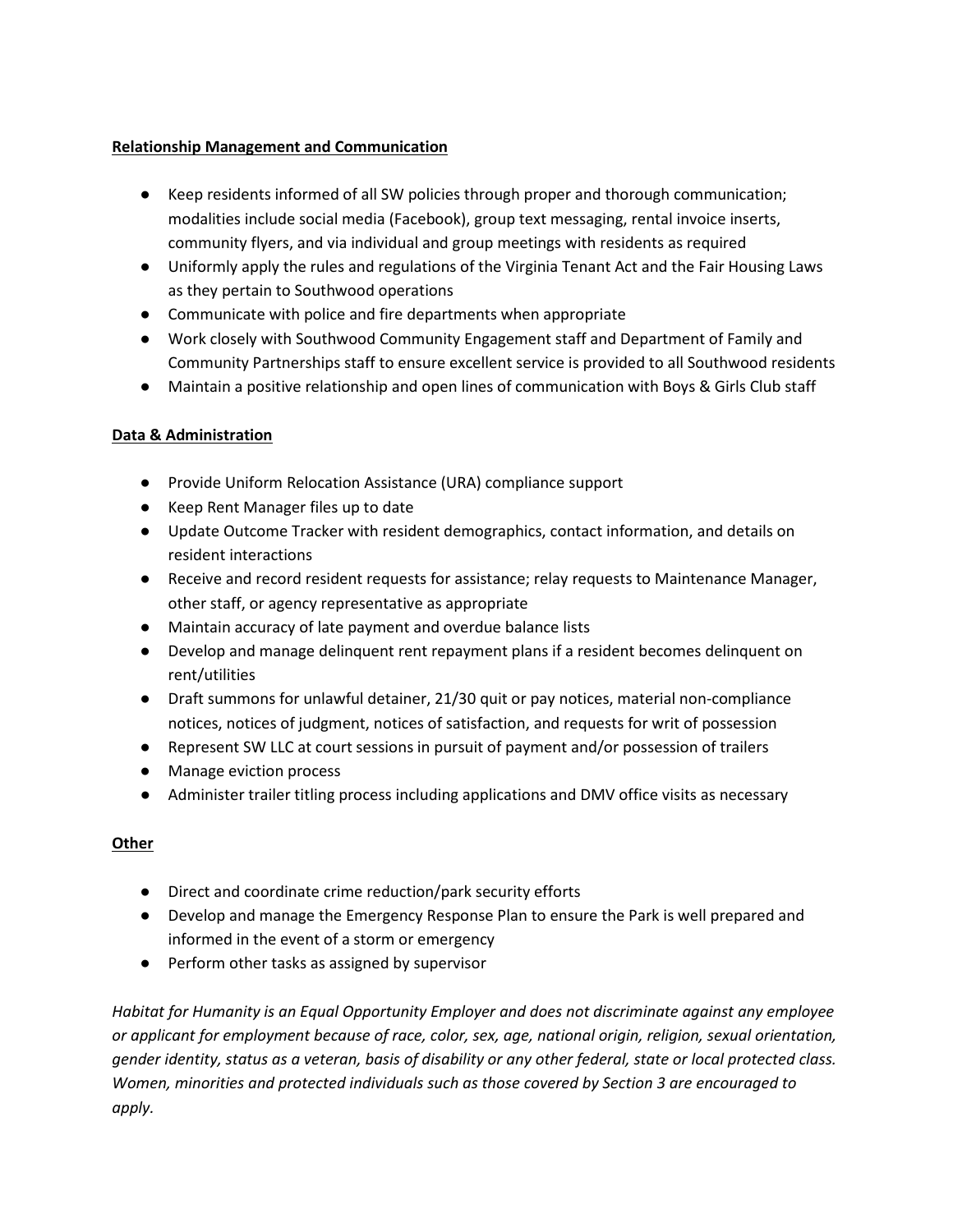**Relationship Management and Communication**

- Keep residents informed of all SW policies through proper and thorough communication; modalities include social media (Facebook), group text messaging, rental invoice inserts, community flyers, and via individual and group meetings with residents as required
- Uniformly apply the rules and regulations of the Virginia Tenant Act and the Fair Housing Laws as they pertain to Southwood operations
- Communicate with police and fire departments when appropriate
- Work closely with Southwood Community Engagement staff and Department of Family and Community Partnerships staff to ensure excellent service is provided to all Southwood residents
- Maintain a positive relationship and open lines of communication with Boys & Girls Club staff

**Data & Administration**

- Provide Uniform Relocation Assistance (URA) compliance support
- Keep Rent Manager files up to date
- Update Outcome Tracker with resident demographics, contact information, and details on resident interactions
- Receive and record resident requests for assistance; relay requests to Maintenance Manager, other staff, or agency representative as appropriate
- Maintain accuracy of late payment and overdue balance lists
- Develop and manage delinquent rent repayment plans if a resident becomes delinquent on rent/utilities
- Draft summons for unlawful detainer, 21/30 quit or pay notices, material non-compliance notices, notices of judgment, notices of satisfaction, and requests for writ of possession
- Represent SW LLC at court sessions in pursuit of payment and/or possession of trailers
- Manage eviction process
- Administer trailer titling process including applications and DMV office visits as necessary

**Other**

- Direct and coordinate crime reduction/park security efforts
- Develop and manage the Emergency Response Plan to ensure the Park is well prepared and informed in the event of a storm or emergency
- Perform other tasks as assigned by supervisor

*Habitat for Humanity is an Equal Opportunity Employer and does not discriminate against any employee or applicant for employment because of race, color, sex, age, national origin, religion, sexual orientation, gender identity, status as a veteran, basis of disability or any other federal, state or local protected class. Women, minorities and protected individuals such as those covered by Section 3 are encouraged to apply.*